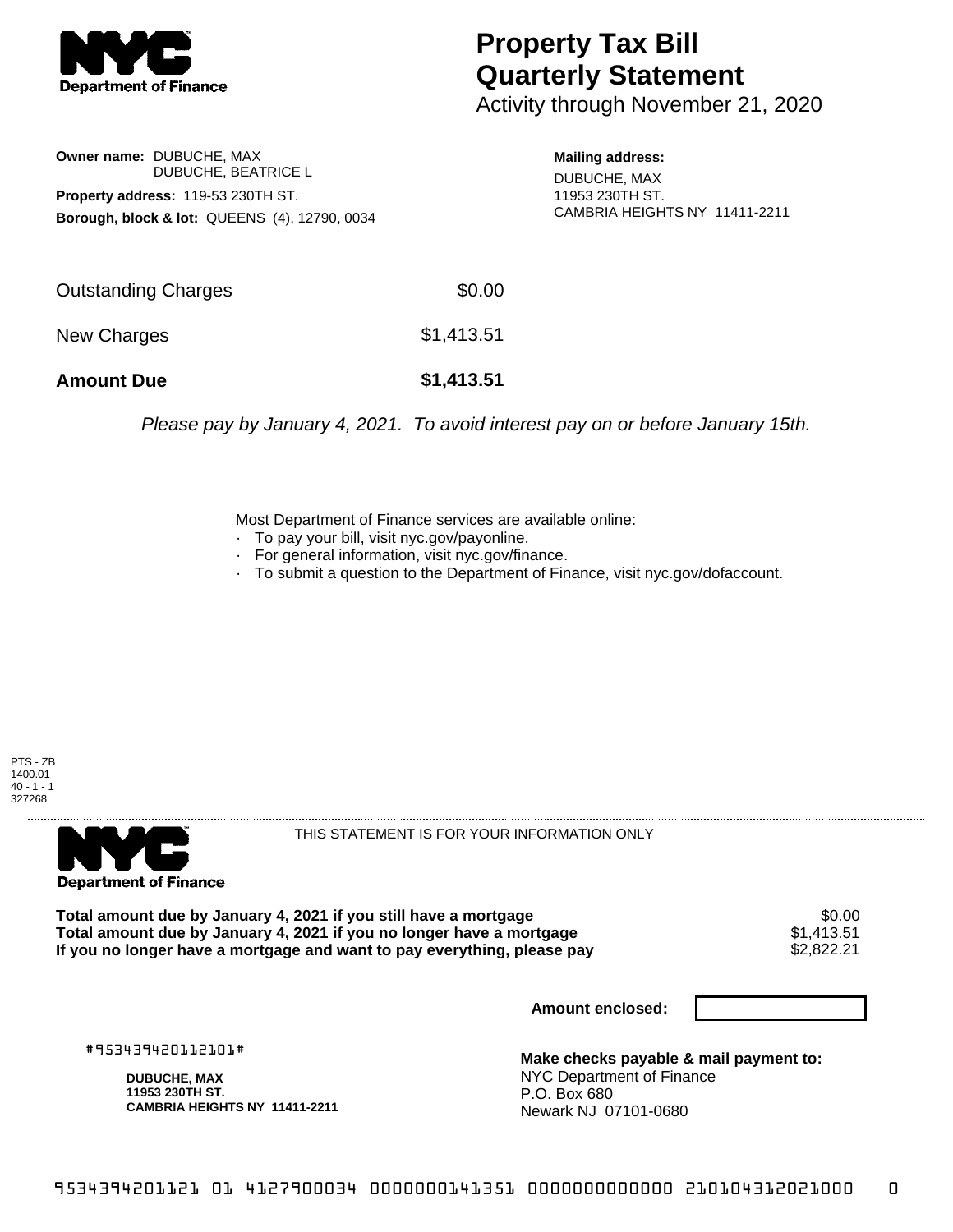# Property Tax Bill Quarterly Statement

Activity through November 21, 2020

**Owner name:** DUBUCHE, MAX
DUBUCHE, BEATRICE L

**Property address:** 119-53 230TH ST.

**Borough, block & lot:** QUEENS (4), 12790, 0034

**Mailing address:**
DUBUCHE, MAX
11953 230TH ST.
CAMBRIA HEIGHTS NY 11411-2211

| | |
|---|---|
| Outstanding Charges | $0.00 |
| New Charges | $1,413.51 |
| **Amount Due** | **$1,413.51** |

*Please pay by January 4, 2021. To avoid interest pay on or before January 15th.*

Most Department of Finance services are available online:

- To pay your bill, visit nyc.gov/payonline.
- For general information, visit nyc.gov/finance.
- To submit a question to the Department of Finance, visit nyc.gov/dofaccount.

PTS - ZB
1400.01
40 - 1 - 1
327268

THIS STATEMENT IS FOR YOUR INFORMATION ONLY

| | |
|---|---|
| **Total amount due by January 4, 2021 if you still have a mortgage** | $0.00 |
| **Total amount due by January 4, 2021 if you no longer have a mortgage** | $1,413.51 |
| **If you no longer have a mortgage and want to pay everything, please pay** | $2,822.21 |

**Amount enclosed:**

#953439420112101#

**DUBUCHE, MAX**
**11953 230TH ST.**
**CAMBRIA HEIGHTS NY 11411-2211**

**Make checks payable & mail payment to:**
NYC Department of Finance
P.O. Box 680
Newark NJ 07101-0680

9534394201121 01 4127900034 0000000141351 0000000000000 210104312021000 0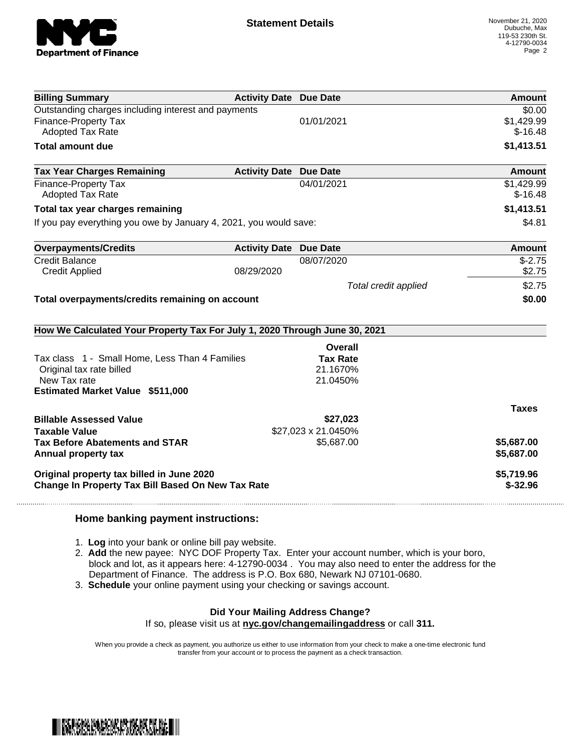**Statement Details**

November 21, 2020
Dubuche, Max
119-53 230th St.
4-12790-0034

| Billing Summary | Activity Date | Due Date | Amount |
|---|---|---|---|
| Outstanding charges including interest and payments | | | $0.00 |
| Finance-Property Tax | | 01/01/2021 | $1,429.99 |
| Adopted Tax Rate | | | $-16.48 |
| **Total amount due** | | | **$1,413.51** |

| Tax Year Charges Remaining | Activity Date | Due Date | Amount |
|---|---|---|---|
| Finance-Property Tax | | 04/01/2021 | $1,429.99 |
| Adopted Tax Rate | | | $-16.48 |
| **Total tax year charges remaining** | | | **$1,413.51** |
| If you pay everything you owe by January 4, 2021, you would save: | | | $4.81 |

| Overpayments/Credits | Activity Date | Due Date | Amount |
|---|---|---|---|
| Credit Balance | | 08/07/2020 | $-2.75 |
| Credit Applied | 08/29/2020 | | $2.75 |
| | | *Total credit applied* | $2.75 |
| **Total overpayments/credits remaining on account** | | | **$0.00** |

**How We Calculated Your Property Tax For July 1, 2020 Through June 30, 2021**

| | Overall Tax Rate | Taxes |
|---|---|---|
| Tax class 1 - Small Home, Less Than 4 Families | | |
| Original tax rate billed | 21.1670% | |
| New Tax rate | 21.0450% | |
| **Estimated Market Value $511,000** | | |
| **Billable Assessed Value** | **$27,023** | |
| **Taxable Value** | $27,023 x 21.0450% | |
| **Tax Before Abatements and STAR** | $5,687.00 | **$5,687.00** |
| **Annual property tax** | | **$5,687.00** |
| **Original property tax billed in June 2020** | | **$5,719.96** |
| **Change In Property Tax Bill Based On New Tax Rate** | | **$-32.96** |

### Home banking payment instructions:

1. **Log** into your bank or online bill pay website.
2. **Add** the new payee: NYC DOF Property Tax. Enter your account number, which is your boro, block and lot, as it appears here: 4-12790-0034 . You may also need to enter the address for the Department of Finance. The address is P.O. Box 680, Newark NJ 07101-0680.
3. **Schedule** your online payment using your checking or savings account.

**Did Your Mailing Address Change?**
If so, please visit us at **nyc.gov/changemailingaddress** or call **311.**

When you provide a check as payment, you authorize us either to use information from your check to make a one-time electronic fund transfer from your account or to process the payment as a check transaction.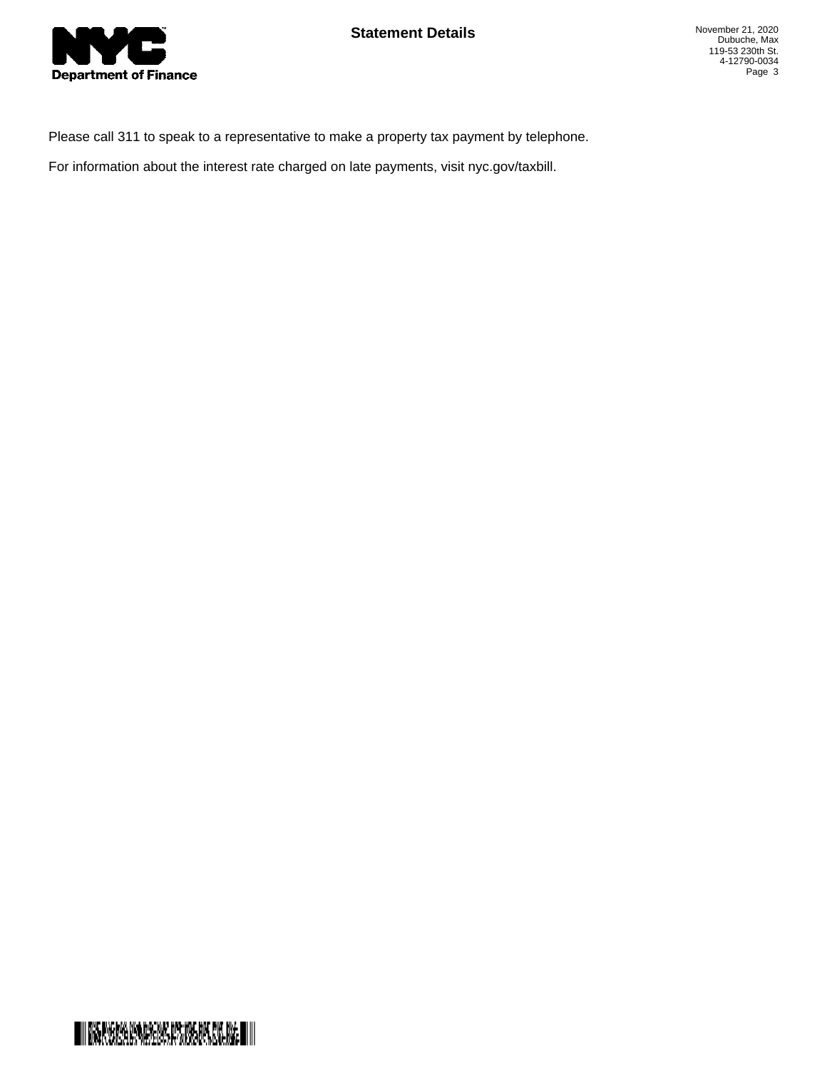Please call 311 to speak to a representative to make a property tax payment by telephone.

For information about the interest rate charged on late payments, visit nyc.gov/taxbill.